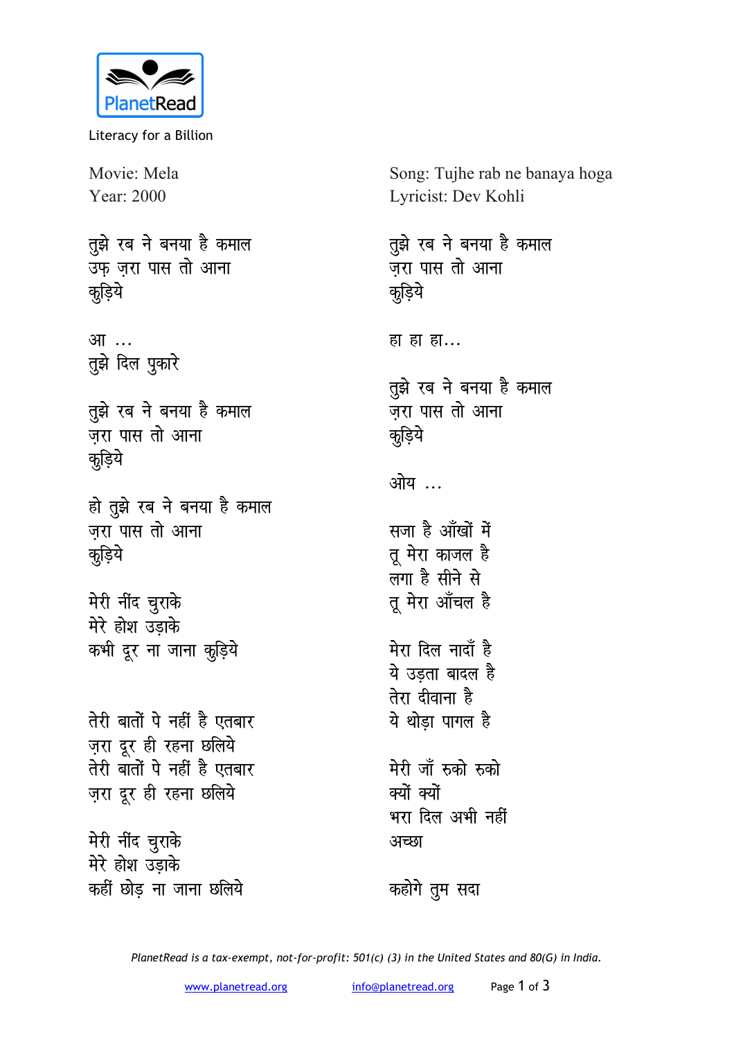Literacy for a Billion

Movie: Mela
Year: 2000

Song: Tujhe rab ne banaya hoga
Lyricist: Dev Kohli

तुझे रब ने बनया है कमाल
उफ़ ज़रा पास तो आना
कुड़िये

आ ...
तुझे दिल पुकारे

तुझे रब ने बनया है कमाल
ज़रा पास तो आना
कुड़िये

हो तुझे रब ने बनया है कमाल
ज़रा पास तो आना
कुड़िये

मेरी नींद चुराके
मेरे होश उड़ाके
कभी दूर ना जाना कुड़िये

तेरी बातों पे नहीं है एतबार
ज़रा दूर ही रहना छलिये
तेरी बातों पे नहीं है एतबार
ज़रा दूर ही रहना छलिये

मेरी नींद चुराके
मेरे होश उड़ाके
कहीं छोड़ ना जाना छलिये

तुझे रब ने बनया है कमाल
ज़रा पास तो आना
कुड़िये

हा हा हा...

तुझे रब ने बनया है कमाल
ज़रा पास तो आना
कुड़िये

ओय ...

सजा है आँखों में
तू मेरा काजल है
लगा है सीने से
तू मेरा आँचल है

मेरा दिल नादाँ है
ये उड़ता बादल है
तेरा दीवाना है
ये थोड़ा पागल है

मेरी जाँ रुको रुको
क्यों क्यों
भरा दिल अभी नहीं
अच्छा

कहोगे तुम सदा

PlanetRead is a tax-exempt, not-for-profit: 501(c) (3) in the United States and 80(G) in India.

www.planetread.org info@planetread.org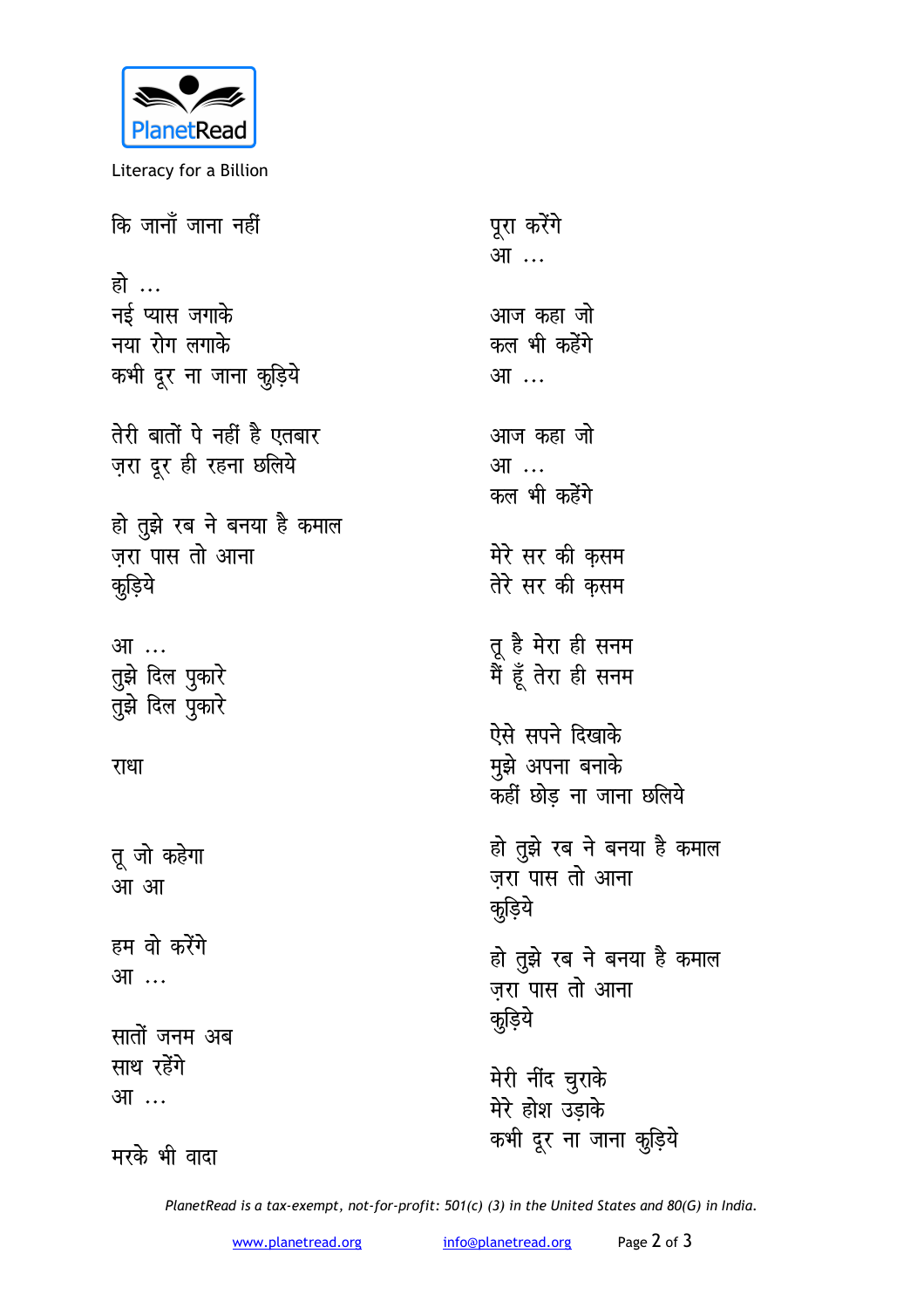कि जानाँ जाना नहीं

हो ...
नई प्यास जगाके
नया रोग लगाके
कभी दूर ना जाना कुड़िये

तेरी बातों पे नहीं है एतबार
ज़रा दूर ही रहना छलिये

हो तुझे रब ने बनया है कमाल
ज़रा पास तो आना
कुड़िये

आ ...
तुझे दिल पुकारे
तुझे दिल पुकारे

राधा

तू जो कहेगा
आ आ

हम वो करेंगे
आ ...

सातों जनम अब
साथ रहेंगे
आ ...

मरके भी वादा
पूरा करेंगे
आ ...

आज कहा जो
कल भी कहेंगे
आ ...

आज कहा जो
आ ...
कल भी कहेंगे

मेरे सर की क़सम
तेरे सर की क़सम

तू है मेरा ही सनम
मैं हूँ तेरा ही सनम

ऐसे सपने दिखाके
मुझे अपना बनाके
कहीं छोड़ ना जाना छलिये

हो तुझे रब ने बनया है कमाल
ज़रा पास तो आना
कुड़िये

हो तुझे रब ने बनया है कमाल
ज़रा पास तो आना
कुड़िये

मेरी नींद चुराके
मेरे होश उड़ाके
कभी दूर ना जाना कुड़िये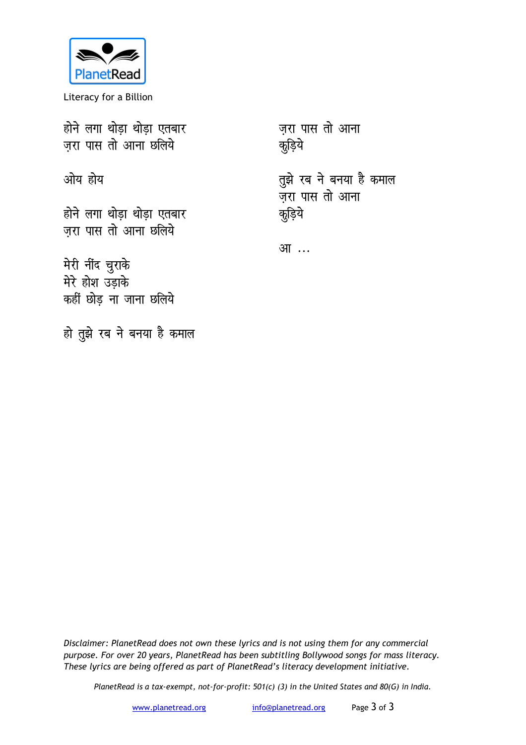PlanetRead

Literacy for a Billion

होने लगा थोड़ा थोड़ा एतबार
ज़रा पास तो आना छलिये

ओय होय

होने लगा थोड़ा थोड़ा एतबार
ज़रा पास तो आना छलिये

मेरी नींद चुराके
मेरे होश उड़ाके
कहीं छोड़ ना जाना छलिये

हो तुझे रब ने बनया है कमाल
ज़रा पास तो आना
कुड़िये

तुझे रब ने बनया है कमाल
ज़रा पास तो आना
कुड़िये

आ ...

*Disclaimer: PlanetRead does not own these lyrics and is not using them for any commercial purpose. For over 20 years, PlanetRead has been subtitling Bollywood songs for mass literacy. These lyrics are being offered as part of PlanetRead's literacy development initiative.*

*PlanetRead is a tax-exempt, not-for-profit: 501(c) (3) in the United States and 80(G) in India.*

www.planetread.org info@planetread.org